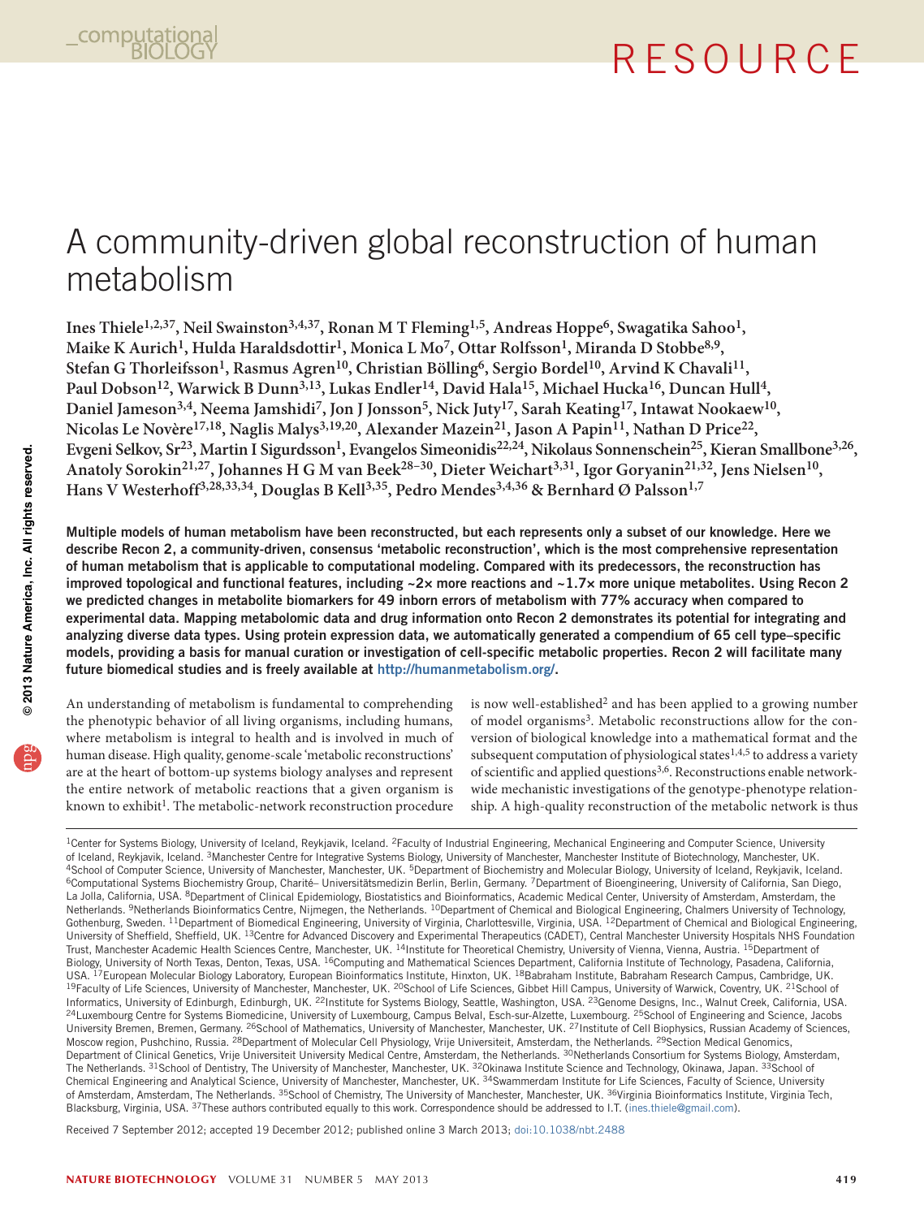# A community-driven global reconstruction of human metabolism

**Ines Thiele[1,2,37], Neil Swainston[3,4,37], Ronan M T Fleming[1,5], Andreas Hoppe[6], Swagatika Sahoo[1], Maike K Aurich[1], Hulda Haraldsdottir[1], Monica L Mo[7], Ottar Rolfsson[1], Miranda D Stobbe[8,9], Stefan G Thorleifsson[1], Rasmus Agren[10], Christian Bölling[6], Sergio Bordel[10], Arvind K Chavali[11], Paul Dobson[12], Warwick B Dunn[3,13], Lukas Endler[14], David Hala[15], Michael Hucka[16], Duncan Hull[4], Daniel Jameson[3,4], Neema Jamshidi[7], Jon J Jonsson[5], Nick Juty[17], Sarah Keating[17], Intawat Nookaew[10], Nicolas Le Novère[17,18], Naglis Malys[3,19,20], Alexander Mazein[21], Jason A Papin[11], Nathan D Price[22], Evgeni Selkov, Sr[23], Martin I Sigurdsson[1], Evangelos Simeonidis[22,24], Nikolaus Sonnenschein[25], Kieran Smallbone[3,26], Anatoly Sorokin[21,27], Johannes H G M van Beek[28–30], Dieter Weichart[3,31], Igor Goryanin[21,32], Jens Nielsen[10], Hans V Westerhoff[3,28,33,34], Douglas B Kell[3,35], Pedro Mendes[3,4,36] & Bernhard Ø Palsson[1,7]**

**Multiple models of human metabolism have been reconstructed, but each represents only a subset of our knowledge. Here we describe Recon 2, a community-driven, consensus 'metabolic reconstruction', which is the most comprehensive representation of human metabolism that is applicable to computational modeling. Compared with its predecessors, the reconstruction has improved topological and functional features, including ~2× more reactions and ~1.7× more unique metabolites. Using Recon 2 we predicted changes in metabolite biomarkers for 49 inborn errors of metabolism with 77% accuracy when compared to experimental data. Mapping metabolomic data and drug information onto Recon 2 demonstrates its potential for integrating and analyzing diverse data types. Using protein expression data, we automatically generated a compendium of 65 cell type–specific models, providing a basis for manual curation or investigation of cell-specific metabolic properties. Recon 2 will facilitate many future biomedical studies and is freely available at http://humanmetabolism.org/.**

An understanding of metabolism is fundamental to comprehending the phenotypic behavior of all living organisms, including humans, where metabolism is integral to health and is involved in much of human disease. High quality, genome-scale 'metabolic reconstructions' are at the heart of bottom-up systems biology analyses and represent the entire network of metabolic reactions that a given organism is known to exhibit[1]. The metabolic-network reconstruction procedure is now well-established[2] and has been applied to a growing number of model organisms[3]. Metabolic reconstructions allow for the conversion of biological knowledge into a mathematical format and the subsequent computation of physiological states[1,4,5] to address a variety of scientific and applied questions[3,6]. Reconstructions enable network-wide mechanistic investigations of the genotype-phenotype relationship. A high-quality reconstruction of the metabolic network is thus

[1]Center for Systems Biology, University of Iceland, Reykjavik, Iceland. [2]Faculty of Industrial Engineering, Mechanical Engineering and Computer Science, University of Iceland, Reykjavik, Iceland. [3]Manchester Centre for Integrative Systems Biology, University of Manchester, Manchester Institute of Biotechnology, Manchester, UK. [4]School of Computer Science, University of Manchester, Manchester, UK. [5]Department of Biochemistry and Molecular Biology, University of Iceland, Reykjavik, Iceland. [6]Computational Systems Biochemistry Group, Charité– Universitätsmedizin Berlin, Berlin, Germany. [7]Department of Bioengineering, University of California, San Diego, La Jolla, California, USA. [8]Department of Clinical Epidemiology, Biostatistics and Bioinformatics, Academic Medical Center, University of Amsterdam, Amsterdam, the Netherlands. [9]Netherlands Bioinformatics Centre, Nijmegen, the Netherlands. [10]Department of Chemical and Biological Engineering, Chalmers University of Technology, Gothenburg, Sweden. [11]Department of Biomedical Engineering, University of Virginia, Charlottesville, Virginia, USA. [12]Department of Chemical and Biological Engineering, University of Sheffield, Sheffield, UK. [13]Centre for Advanced Discovery and Experimental Therapeutics (CADET), Central Manchester University Hospitals NHS Foundation Trust, Manchester Academic Health Sciences Centre, Manchester, UK. [14]Institute for Theoretical Chemistry, University of Vienna, Vienna, Austria. [15]Department of Biology, University of North Texas, Denton, Texas, USA. [16]Computing and Mathematical Sciences Department, California Institute of Technology, Pasadena, California, USA. [17]European Molecular Biology Laboratory, European Bioinformatics Institute, Hinxton, UK. [18]Babraham Institute, Babraham Research Campus, Cambridge, UK. [19]Faculty of Life Sciences, University of Manchester, Manchester, UK. [20]School of Life Sciences, Gibbet Hill Campus, University of Warwick, Coventry, UK. [21]School of Informatics, University of Edinburgh, Edinburgh, UK. [22]Institute for Systems Biology, Seattle, Washington, USA. [23]Genome Designs, Inc., Walnut Creek, California, USA. [24]Luxembourg Centre for Systems Biomedicine, University of Luxembourg, Campus Belval, Esch-sur-Alzette, Luxembourg. [25]School of Engineering and Science, Jacobs University Bremen, Bremen, Germany. [26]School of Mathematics, University of Manchester, Manchester, UK. [27]Institute of Cell Biophysics, Russian Academy of Sciences, Moscow region, Pushchino, Russia. [28]Department of Molecular Cell Physiology, Vrije Universiteit, Amsterdam, the Netherlands. [29]Section Medical Genomics, Department of Clinical Genetics, Vrije Universiteit University Medical Centre, Amsterdam, the Netherlands. [30]Netherlands Consortium for Systems Biology, Amsterdam, The Netherlands. [31]School of Dentistry, The University of Manchester, Manchester, UK. [32]Okinawa Institute Science and Technology, Okinawa, Japan. [33]School of Chemical Engineering and Analytical Science, University of Manchester, Manchester, UK. [34]Swammerdam Institute for Life Sciences, Faculty of Science, University of Amsterdam, Amsterdam, The Netherlands. [35]School of Chemistry, The University of Manchester, Manchester, UK. [36]Virginia Bioinformatics Institute, Virginia Tech, Blacksburg, Virginia, USA. [37]These authors contributed equally to this work. Correspondence should be addressed to I.T. (ines.thiele@gmail.com).

Received 7 September 2012; accepted 19 December 2012; published online 3 March 2013; doi:10.1038/nbt.2488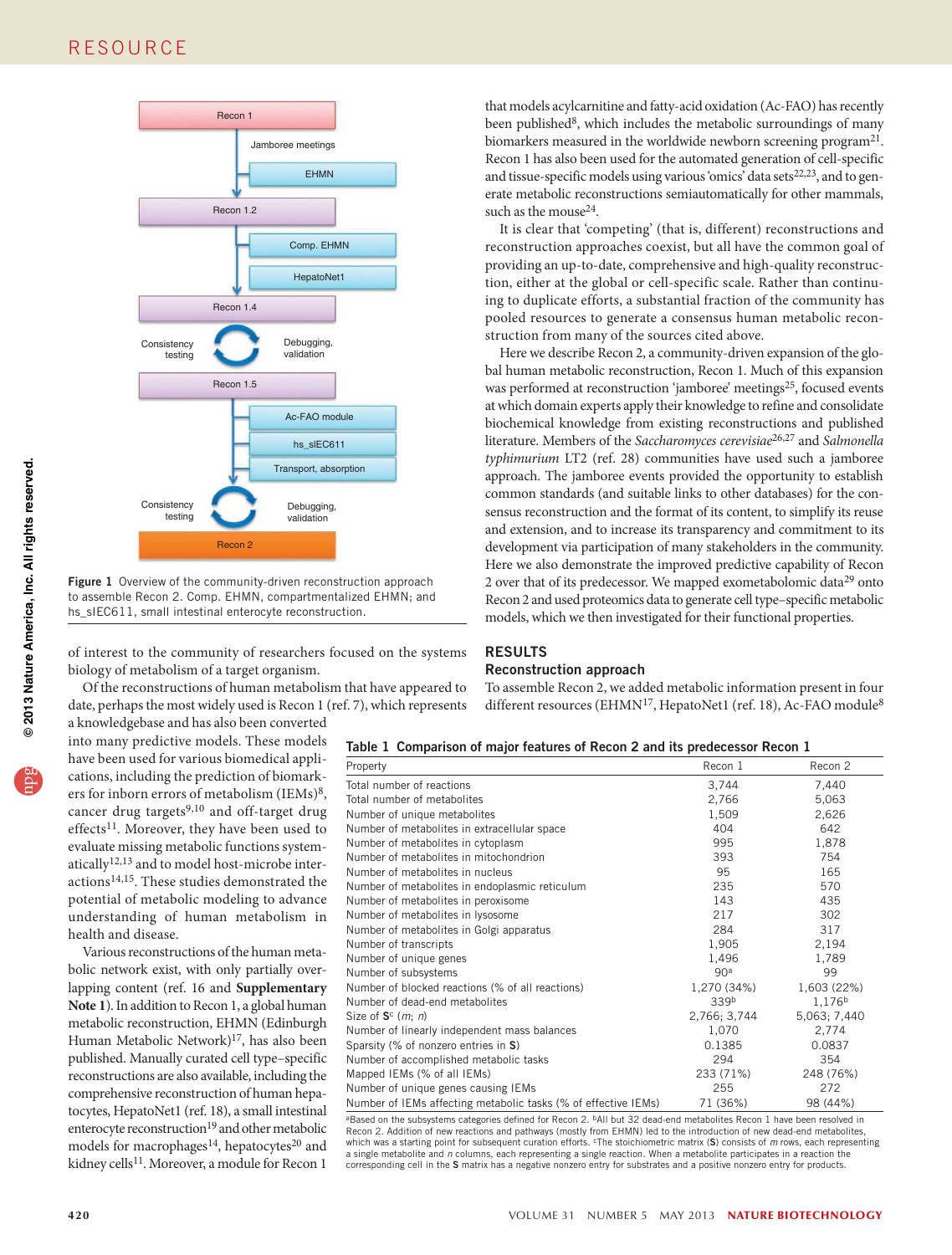Figure 1 Overview of the community-driven reconstruction approach to assemble Recon 2. Comp. EHMN, compartmentalized EHMN; and hs_sIEC611, small intestinal enterocyte reconstruction.

of interest to the community of researchers focused on the systems biology of metabolism of a target organism.

Of the reconstructions of human metabolism that have appeared to date, perhaps the most widely used is Recon 1 (ref. 7), which represents a knowledgebase and has also been converted into many predictive models. These models have been used for various biomedical applications, including the prediction of biomarkers for inborn errors of metabolism (IEMs)[8], cancer drug targets[9,10] and off-target drug effects[11]. Moreover, they have been used to evaluate missing metabolic functions systematically[12,13] and to model host-microbe interactions[14,15]. These studies demonstrated the potential of metabolic modeling to advance understanding of human metabolism in health and disease.

Various reconstructions of the human metabolic network exist, with only partially overlapping content (ref. 16 and **Supplementary Note 1**). In addition to Recon 1, a global human metabolic reconstruction, EHMN (Edinburgh Human Metabolic Network)[17], has also been published. Manually curated cell type–specific reconstructions are also available, including the comprehensive reconstruction of human hepatocytes, HepatoNet1 (ref. 18), a small intestinal enterocyte reconstruction[19] and other metabolic models for macrophages[14], hepatocytes[20] and kidney cells[11]. Moreover, a module for Recon 1 that models acylcarnitine and fatty-acid oxidation (Ac-FAO) has recently been published[8], which includes the metabolic surroundings of many biomarkers measured in the worldwide newborn screening program[21]. Recon 1 has also been used for the automated generation of cell-specific and tissue-specific models using various 'omics' data sets[22,23], and to generate metabolic reconstructions semiautomatically for other mammals, such as the mouse[24].

It is clear that 'competing' (that is, different) reconstructions and reconstruction approaches coexist, but all have the common goal of providing an up-to-date, comprehensive and high-quality reconstruction, either at the global or cell-specific scale. Rather than continuing to duplicate efforts, a substantial fraction of the community has pooled resources to generate a consensus human metabolic reconstruction from many of the sources cited above.

Here we describe Recon 2, a community-driven expansion of the global human metabolic reconstruction, Recon 1. Much of this expansion was performed at reconstruction 'jamboree' meetings[25], focused events at which domain experts apply their knowledge to refine and consolidate biochemical knowledge from existing reconstructions and published literature. Members of the *Saccharomyces cerevisiae*[26,27] and *Salmonella typhimurium* LT2 (ref. 28) communities have used such a jamboree approach. The jamboree events provided the opportunity to establish common standards (and suitable links to other databases) for the consensus reconstruction and the format of its content, to simplify its reuse and extension, and to increase its transparency and commitment to its development via participation of many stakeholders in the community. Here we also demonstrate the improved predictive capability of Recon 2 over that of its predecessor. We mapped exometabolomic data[29] onto Recon 2 and used proteomics data to generate cell type–specific metabolic models, which we then investigated for their functional properties.

## RESULTS

### Reconstruction approach

To assemble Recon 2, we added metabolic information present in four different resources (EHMN[17], HepatoNet1 (ref. 18), Ac-FAO module[8]

**Table 1 Comparison of major features of Recon 2 and its predecessor Recon 1**

| Property | Recon 1 | Recon 2 |
|---|---|---|
| Total number of reactions | 3,744 | 7,440 |
| Total number of metabolites | 2,766 | 5,063 |
| Number of unique metabolites | 1,509 | 2,626 |
| Number of metabolites in extracellular space | 404 | 642 |
| Number of metabolites in cytoplasm | 995 | 1,878 |
| Number of metabolites in mitochondrion | 393 | 754 |
| Number of metabolites in nucleus | 95 | 165 |
| Number of metabolites in endoplasmic reticulum | 235 | 570 |
| Number of metabolites in peroxisome | 143 | 435 |
| Number of metabolites in lysosome | 217 | 302 |
| Number of metabolites in Golgi apparatus | 284 | 317 |
| Number of transcripts | 1,905 | 2,194 |
| Number of unique genes | 1,496 | 1,789 |
| Number of subsystems | 90[a] | 99 |
| Number of blocked reactions (% of all reactions) | 1,270 (34%) | 1,603 (22%) |
| Number of dead-end metabolites | 339[b] | 1,176[b] |
| Size of $\mathbf{S}^c$ ($m$; $n$) | 2,766; 3,744 | 5,063; 7,440 |
| Number of linearly independent mass balances | 1,070 | 2,774 |
| Sparsity (% of nonzero entries in **S**) | 0.1385 | 0.0837 |
| Number of accomplished metabolic tasks | 294 | 354 |
| Mapped IEMs (% of all IEMs) | 233 (71%) | 248 (76%) |
| Number of unique genes causing IEMs | 255 | 272 |
| Number of IEMs affecting metabolic tasks (% of effective IEMs) | 71 (36%) | 98 (44%) |

[a]Based on the subsystems categories defined for Recon 2. [b]All but 32 dead-end metabolites Recon 1 have been resolved in Recon 2. Addition of new reactions and pathways (mostly from EHMN) led to the introduction of new dead-end metabolites, which was a starting point for subsequent curation efforts. [c]The stoichiometric matrix (**S**) consists of $m$ rows, each representing a single metabolite and $n$ columns, each representing a single reaction. When a metabolite participates in a reaction the corresponding cell in the **S** matrix has a negative nonzero entry for substrates and a positive nonzero entry for products.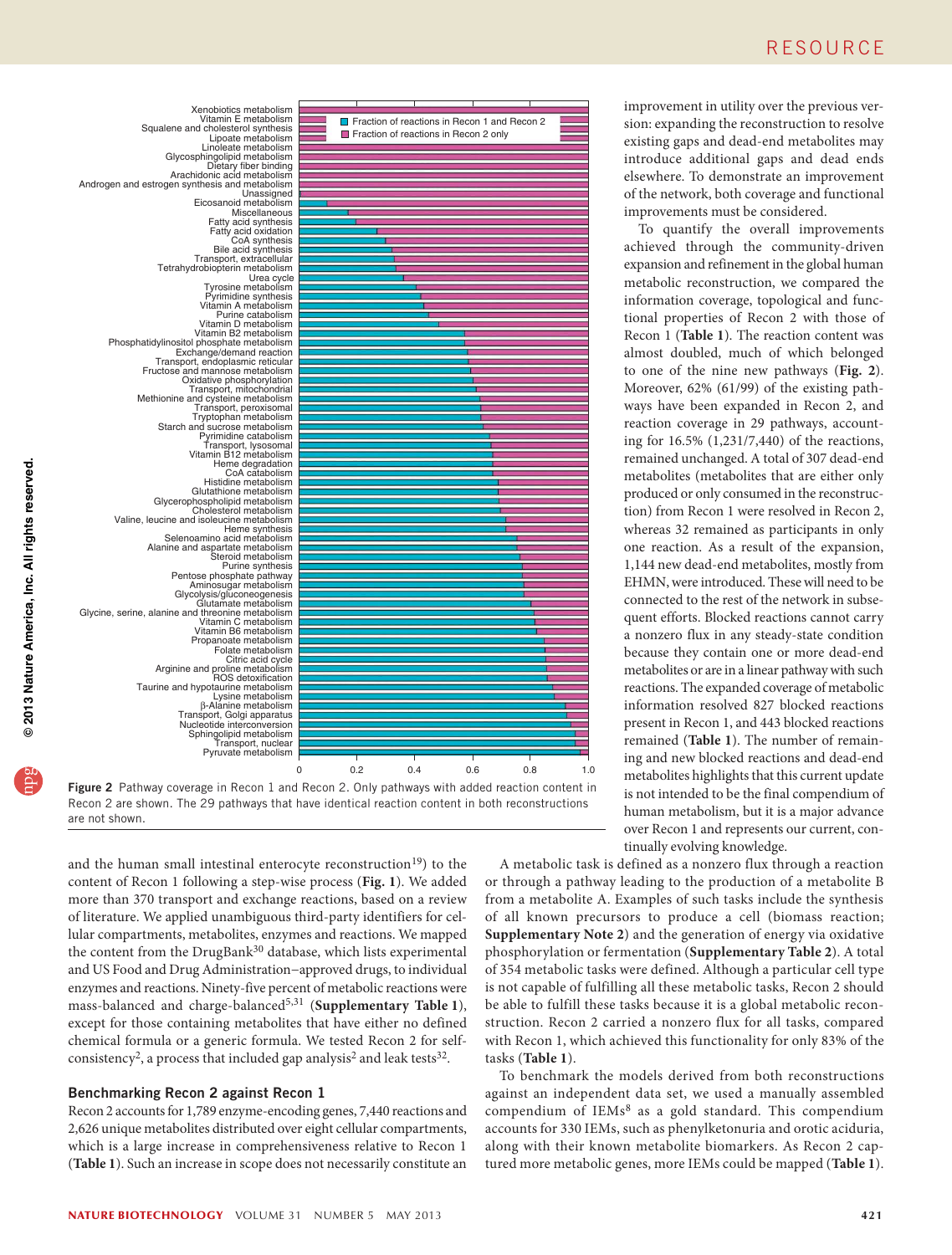Figure 2 Pathway coverage in Recon 1 and Recon 2. Only pathways with added reaction content in Recon 2 are shown. The 29 pathways that have identical reaction content in both reconstructions are not shown.

and the human small intestinal enterocyte reconstruction[19]) to the content of Recon 1 following a step-wise process (**Fig. 1**). We added more than 370 transport and exchange reactions, based on a review of literature. We applied unambiguous third-party identifiers for cellular compartments, metabolites, enzymes and reactions. We mapped the content from the DrugBank[30] database, which lists experimental and US Food and Drug Administration–approved drugs, to individual enzymes and reactions. Ninety-five percent of metabolic reactions were mass-balanced and charge-balanced[5,31] (**Supplementary Table 1**), except for those containing metabolites that have either no defined chemical formula or a generic formula. We tested Recon 2 for self-consistency[2], a process that included gap analysis[2] and leak tests[32].

## Benchmarking Recon 2 against Recon 1

Recon 2 accounts for 1,789 enzyme-encoding genes, 7,440 reactions and 2,626 unique metabolites distributed over eight cellular compartments, which is a large increase in comprehensiveness relative to Recon 1 (**Table 1**). Such an increase in scope does not necessarily constitute an improvement in utility over the previous version: expanding the reconstruction to resolve existing gaps and dead-end metabolites may introduce additional gaps and dead ends elsewhere. To demonstrate an improvement of the network, both coverage and functional improvements must be considered.

To quantify the overall improvements achieved through the community-driven expansion and refinement in the global human metabolic reconstruction, we compared the information coverage, topological and functional properties of Recon 2 with those of Recon 1 (**Table 1**). The reaction content was almost doubled, much of which belonged to one of the nine new pathways (**Fig. 2**). Moreover, 62% (61/99) of the existing pathways have been expanded in Recon 2, and reaction coverage in 29 pathways, accounting for 16.5% (1,231/7,440) of the reactions, remained unchanged. A total of 307 dead-end metabolites (metabolites that are either only produced or only consumed in the reconstruction) from Recon 1 were resolved in Recon 2, whereas 32 remained as participants in only one reaction. As a result of the expansion, 1,144 new dead-end metabolites, mostly from EHMN, were introduced. These will need to be connected to the rest of the network in subsequent efforts. Blocked reactions cannot carry a nonzero flux in any steady-state condition because they contain one or more dead-end metabolites or are in a linear pathway with such reactions. The expanded coverage of metabolic information resolved 827 blocked reactions present in Recon 1, and 443 blocked reactions remained (**Table 1**). The number of remaining and new blocked reactions and dead-end metabolites highlights that this current update is not intended to be the final compendium of human metabolism, but it is a major advance over Recon 1 and represents our current, continually evolving knowledge.

A metabolic task is defined as a nonzero flux through a reaction or through a pathway leading to the production of a metabolite B from a metabolite A. Examples of such tasks include the synthesis of all known precursors to produce a cell (biomass reaction; **Supplementary Note 2**) and the generation of energy via oxidative phosphorylation or fermentation (**Supplementary Table 2**). A total of 354 metabolic tasks were defined. Although a particular cell type is not capable of fulfilling all these metabolic tasks, Recon 2 should be able to fulfill these tasks because it is a global metabolic reconstruction. Recon 2 carried a nonzero flux for all tasks, compared with Recon 1, which achieved this functionality for only 83% of the tasks (**Table 1**).

To benchmark the models derived from both reconstructions against an independent data set, we used a manually assembled compendium of IEMs[8] as a gold standard. This compendium accounts for 330 IEMs, such as phenylketonuria and orotic aciduria, along with their known metabolite biomarkers. As Recon 2 captured more metabolic genes, more IEMs could be mapped (**Table 1**).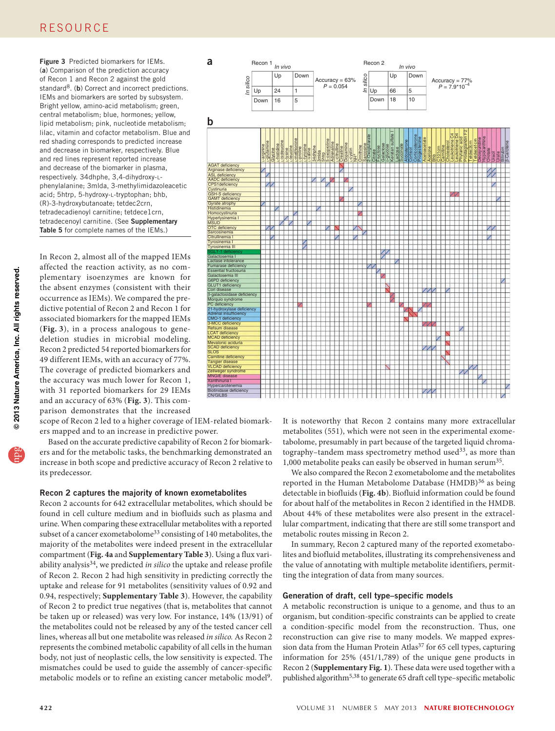**Figure 3** Predicted biomarkers for IEMs. (**a**) Comparison of the prediction accuracy of Recon 1 and Recon 2 against the gold standard[8]. (**b**) Correct and incorrect predictions. IEMs and biomarkers are sorted by subsystem. Bright yellow, amino-acid metabolism; green, central metabolism; blue, hormones; yellow, lipid metabolism; pink, nucleotide metabolism; lilac, vitamin and cofactor metabolism. Blue and red shading corresponds to predicted increase and decrease in biomarker, respectively. Blue and red lines represent reported increase and decrease of the biomarker in plasma, respectively. 34dhphe, 3,4-dihydroxy-L-phenylalanine; 3mlda, 3-methylimidazoleacetic acid; 5htrp, 5-hydroxy-L-tryptophan; bhb, (R)-3-hydroxybutanoate; tetdec2crn, tetradecadienoyl carnitine; tetdece1crn, tetradecenoyl carnitine. (See **Supplementary Table 5** for complete names of the IEMs.)

Recon 1

| *In silico* \ *In vivo* | Up | Down |
|---|---|---|
| Up | 24 | 1 |
| Down | 16 | 5 |

Accuracy = 63%, $P = 0.054$

Recon 2

| *In silico* \ *In vivo* | Up | Down |
|---|---|---|
| Up | 66 | 5 |
| Down | 18 | 10 |

Accuracy = 77%, $P = 7.9 \times 10^{-4}$

In Recon 2, almost all of the mapped IEMs affected the reaction activity, as no complementary isoenzymes are known for the absent enzymes (consistent with their occurrence as IEMs). We compared the predictive potential of Recon 2 and Recon 1 for associated biomarkers for the mapped IEMs (**Fig. 3**), in a process analogous to gene-deletion studies in microbial modeling. Recon 2 predicted 54 reported biomarkers for 49 different IEMs, with an accuracy of 77%. The coverage of predicted biomarkers and the accuracy was much lower for Recon 1, with 31 reported biomarkers for 29 IEMs and an accuracy of 63% (**Fig. 3**). This comparison demonstrates that the increased scope of Recon 2 led to a higher coverage of IEM-related biomarkers mapped and to an increase in predictive power.

Based on the accurate predictive capability of Recon 2 for biomarkers and for the metabolic tasks, the benchmarking demonstrated an increase in both scope and predictive accuracy of Recon 2 relative to its predecessor.

### Recon 2 captures the majority of known exometabolites

Recon 2 accounts for 642 extracellular metabolites, which should be found in cell culture medium and in biofluids such as plasma and urine. When comparing these extracellular metabolites with a reported subset of a cancer exometabolome[33] consisting of 140 metabolites, the majority of the metabolites were indeed present in the extracellular compartment (**Fig. 4a** and **Supplementary Table 3**). Using a flux variability analysis[34], we predicted *in silico* the uptake and release profile of Recon 2. Recon 2 had high sensitivity in predicting correctly the uptake and release for 91 metabolites (sensitivity values of 0.92 and 0.94, respectively; **Supplementary Table 3**). However, the capability of Recon 2 to predict true negatives (that is, metabolites that cannot be taken up or released) was very low. For instance, 14% (13/91) of the metabolites could not be released by any of the tested cancer cell lines, whereas all but one metabolite was released *in silico*. As Recon 2 represents the combined metabolic capability of all cells in the human body, not just of neoplastic cells, the low sensitivity is expected. The mismatches could be used to guide the assembly of cancer-specific metabolic models or to refine an existing cancer metabolic model[9].

It is noteworthy that Recon 2 contains many more extracellular metabolites (551), which were not seen in the experimental exometabolome, presumably in part because of the targeted liquid chromatography–tandem mass spectrometry method used[33], as more than 1,000 metabolite peaks can easily be observed in human serum[35].

We also compared the Recon 2 exometabolome and the metabolites reported in the Human Metabolome Database (HMDB)[36] as being detectable in biofluids (**Fig. 4b**). Biofluid information could be found for about half of the metabolites in Recon 2 identified in the HMDB. About 44% of these metabolites were also present in the extracellular compartment, indicating that there are still some transport and metabolic routes missing in Recon 2.

In summary, Recon 2 captured many of the reported exometabolites and biofluid metabolites, illustrating its comprehensiveness and the value of annotating with multiple metabolite identifiers, permitting the integration of data from many sources.

### Generation of draft, cell type–specific models

A metabolic reconstruction is unique to a genome, and thus to an organism, but condition-specific constraints can be applied to create a condition-specific model from the reconstruction. Thus, one reconstruction can give rise to many models. We mapped expression data from the Human Protein Atlas[37] for 65 cell types, capturing information for 25% (451/1,789) of the unique gene products in Recon 2 (**Supplementary Fig. 1**). These data were used together with a published algorithm[5,38] to generate 65 draft cell type–specific metabolic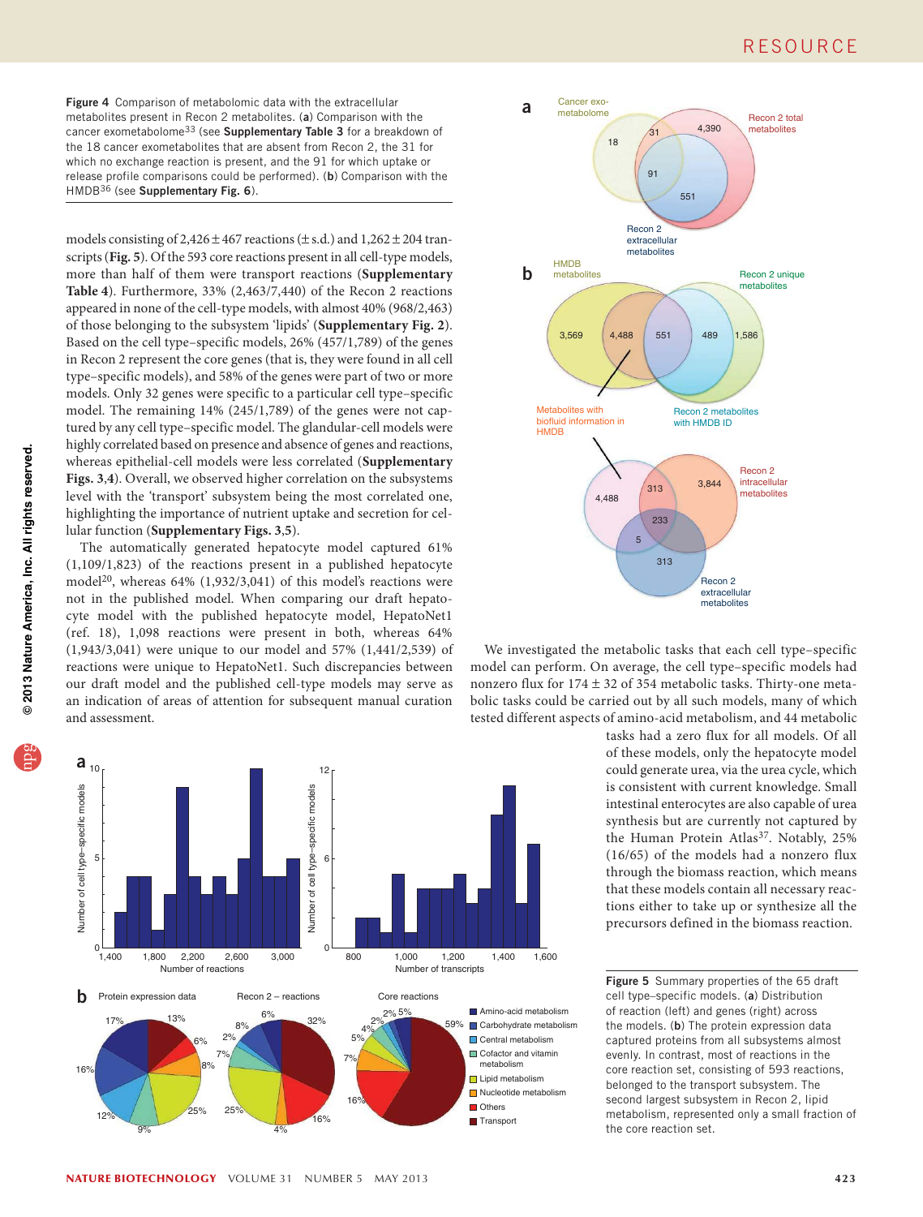Figure 4 Comparison of metabolomic data with the extracellular metabolites present in Recon 2 metabolites. (**a**) Comparison with the cancer exometabolome[33] (see **Supplementary Table 3** for a breakdown of the 18 cancer exometabolites that are absent from Recon 2, the 31 for which no exchange reaction is present, and the 91 for which uptake or release profile comparisons could be performed). (**b**) Comparison with the HMDB[36] (see **Supplementary Fig. 6**).

models consisting of 2,426 ± 467 reactions (± s.d.) and 1,262 ± 204 transcripts (**Fig. 5**). Of the 593 core reactions present in all cell-type models, more than half of them were transport reactions (**Supplementary Table 4**). Furthermore, 33% (2,463/7,440) of the Recon 2 reactions appeared in none of the cell-type models, with almost 40% (968/2,463) of those belonging to the subsystem 'lipids' (**Supplementary Fig. 2**). Based on the cell type–specific models, 26% (457/1,789) of the genes in Recon 2 represent the core genes (that is, they were found in all cell type–specific models), and 58% of the genes were part of two or more models. Only 32 genes were specific to a particular cell type–specific model. The remaining 14% (245/1,789) of the genes were not captured by any cell type–specific model. The glandular-cell models were highly correlated based on presence and absence of genes and reactions, whereas epithelial-cell models were less correlated (**Supplementary Figs. 3,4**). Overall, we observed higher correlation on the subsystems level with the 'transport' subsystem being the most correlated one, highlighting the importance of nutrient uptake and secretion for cellular function (**Supplementary Figs. 3,5**).

The automatically generated hepatocyte model captured 61% (1,109/1,823) of the reactions present in a published hepatocyte model[20], whereas 64% (1,932/3,041) of this model's reactions were not in the published model. When comparing our draft hepatocyte model with the published hepatocyte model, HepatoNet1 (ref. 18), 1,098 reactions were present in both, whereas 64% (1,943/3,041) were unique to our model and 57% (1,441/2,539) of reactions were unique to HepatoNet1. Such discrepancies between our draft model and the published cell-type models may serve as an indication of areas of attention for subsequent manual curation and assessment.

We investigated the metabolic tasks that each cell type–specific model can perform. On average, the cell type–specific models had nonzero flux for 174 ± 32 of 354 metabolic tasks. Thirty-one metabolic tasks could be carried out by all such models, many of which tested different aspects of amino-acid metabolism, and 44 metabolic tasks had a zero flux for all models. Of all of these models, only the hepatocyte model could generate urea, via the urea cycle, which is consistent with current knowledge. Small intestinal enterocytes are also capable of urea synthesis but are currently not captured by the Human Protein Atlas[37]. Notably, 25% (16/65) of the models had a nonzero flux through the biomass reaction, which means that these models contain all necessary reactions either to take up or synthesize all the precursors defined in the biomass reaction.

Figure 5 Summary properties of the 65 draft cell type–specific models. (**a**) Distribution of reaction (left) and genes (right) across the models. (**b**) The protein expression data captured proteins from all subsystems almost evenly. In contrast, most of reactions in the core reaction set, consisting of 593 reactions, belonged to the transport subsystem. The second largest subsystem in Recon 2, lipid metabolism, represented only a small fraction of the core reaction set.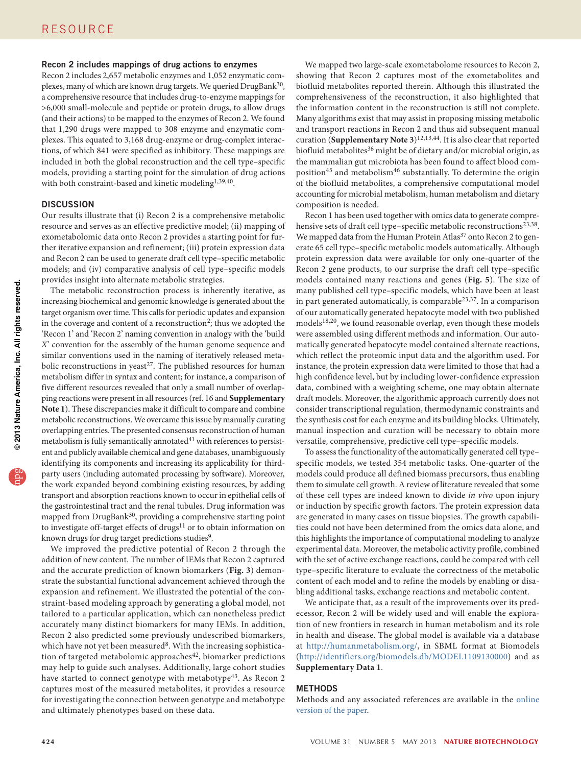### Recon 2 includes mappings of drug actions to enzymes

Recon 2 includes 2,657 metabolic enzymes and 1,052 enzymatic complexes, many of which are known drug targets. We queried DrugBank[30], a comprehensive resource that includes drug-to-enzyme mappings for >6,000 small-molecule and peptide or protein drugs, to allow drugs (and their actions) to be mapped to the enzymes of Recon 2. We found that 1,290 drugs were mapped to 308 enzyme and enzymatic complexes. This equated to 3,168 drug-enzyme or drug-complex interactions, of which 841 were specified as inhibitory. These mappings are included in both the global reconstruction and the cell type–specific models, providing a starting point for the simulation of drug actions with both constraint-based and kinetic modeling[1,39,40].

## DISCUSSION

Our results illustrate that (i) Recon 2 is a comprehensive metabolic resource and serves as an effective predictive model; (ii) mapping of exometabolomic data onto Recon 2 provides a starting point for further iterative expansion and refinement; (iii) protein expression data and Recon 2 can be used to generate draft cell type–specific metabolic models; and (iv) comparative analysis of cell type–specific models provides insight into alternate metabolic strategies.

The metabolic reconstruction process is inherently iterative, as increasing biochemical and genomic knowledge is generated about the target organism over time. This calls for periodic updates and expansion in the coverage and content of a reconstruction[2]; thus we adopted the 'Recon 1' and 'Recon 2' naming convention in analogy with the 'build *X*' convention for the assembly of the human genome sequence and similar conventions used in the naming of iteratively released metabolic reconstructions in yeast[27]. The published resources for human metabolism differ in syntax and content; for instance, a comparison of five different resources revealed that only a small number of overlapping reactions were present in all resources (ref. 16 and **Supplementary Note 1**). These discrepancies make it difficult to compare and combine metabolic reconstructions. We overcame this issue by manually curating overlapping entries. The presented consensus reconstruction of human metabolism is fully semantically annotated[41] with references to persistent and publicly available chemical and gene databases, unambiguously identifying its components and increasing its applicability for third-party users (including automated processing by software). Moreover, the work expanded beyond combining existing resources, by adding transport and absorption reactions known to occur in epithelial cells of the gastrointestinal tract and the renal tubules. Drug information was mapped from DrugBank[30], providing a comprehensive starting point to investigate off-target effects of drugs[11] or to obtain information on known drugs for drug target predictions studies[9].

We improved the predictive potential of Recon 2 through the addition of new content. The number of IEMs that Recon 2 captured and the accurate prediction of known biomarkers (**Fig. 3**) demonstrate the substantial functional advancement achieved through the expansion and refinement. We illustrated the potential of the constraint-based modeling approach by generating a global model, not tailored to a particular application, which can nonetheless predict accurately many distinct biomarkers for many IEMs. In addition, Recon 2 also predicted some previously undescribed biomarkers, which have not yet been measured[8]. With the increasing sophistication of targeted metabolomic approaches[42], biomarker predictions may help to guide such analyses. Additionally, large cohort studies have started to connect genotype with metabotype[43]. As Recon 2 captures most of the measured metabolites, it provides a resource for investigating the connection between genotype and metabotype and ultimately phenotypes based on these data.

We mapped two large-scale exometabolome resources to Recon 2, showing that Recon 2 captures most of the exometabolites and biofluid metabolites reported therein. Although this illustrated the comprehensiveness of the reconstruction, it also highlighted that the information content in the reconstruction is still not complete. Many algorithms exist that may assist in proposing missing metabolic and transport reactions in Recon 2 and thus aid subsequent manual curation (**Supplementary Note 3**)[12,13,44]. It is also clear that reported biofluid metabolites[36] might be of dietary and/or microbial origin, as the mammalian gut microbiota has been found to affect blood composition[45] and metabolism[46] substantially. To determine the origin of the biofluid metabolites, a comprehensive computational model accounting for microbial metabolism, human metabolism and dietary composition is needed.

Recon 1 has been used together with omics data to generate comprehensive sets of draft cell type–specific metabolic reconstructions[23,38]. We mapped data from the Human Protein Atlas[37] onto Recon 2 to generate 65 cell type–specific metabolic models automatically. Although protein expression data were available for only one-quarter of the Recon 2 gene products, to our surprise the draft cell type–specific models contained many reactions and genes (**Fig. 5**). The size of many published cell type–specific models, which have been at least in part generated automatically, is comparable[23,37]. In a comparison of our automatically generated hepatocyte model with two published models[18,20], we found reasonable overlap, even though these models were assembled using different methods and information. Our automatically generated hepatocyte model contained alternate reactions, which reflect the proteomic input data and the algorithm used. For instance, the protein expression data were limited to those that had a high confidence level, but by including lower-confidence expression data, combined with a weighting scheme, one may obtain alternate draft models. Moreover, the algorithmic approach currently does not consider transcriptional regulation, thermodynamic constraints and the synthesis cost for each enzyme and its building blocks. Ultimately, manual inspection and curation will be necessary to obtain more versatile, comprehensive, predictive cell type–specific models.

To assess the functionality of the automatically generated cell type–specific models, we tested 354 metabolic tasks. One-quarter of the models could produce all defined biomass precursors, thus enabling them to simulate cell growth. A review of literature revealed that some of these cell types are indeed known to divide *in vivo* upon injury or induction by specific growth factors. The protein expression data are generated in many cases on tissue biopsies. The growth capabilities could not have been determined from the omics data alone, and this highlights the importance of computational modeling to analyze experimental data. Moreover, the metabolic activity profile, combined with the set of active exchange reactions, could be compared with cell type–specific literature to evaluate the correctness of the metabolic content of each model and to refine the models by enabling or disabling additional tasks, exchange reactions and metabolic content.

We anticipate that, as a result of the improvements over its predecessor, Recon 2 will be widely used and will enable the exploration of new frontiers in research in human metabolism and its role in health and disease. The global model is available via a database at http://humanmetabolism.org/, in SBML format at Biomodels (http://identifiers.org/biomodels.db/MODEL1109130000) and as **Supplementary Data 1**.

## METHODS

Methods and any associated references are available in the online version of the paper.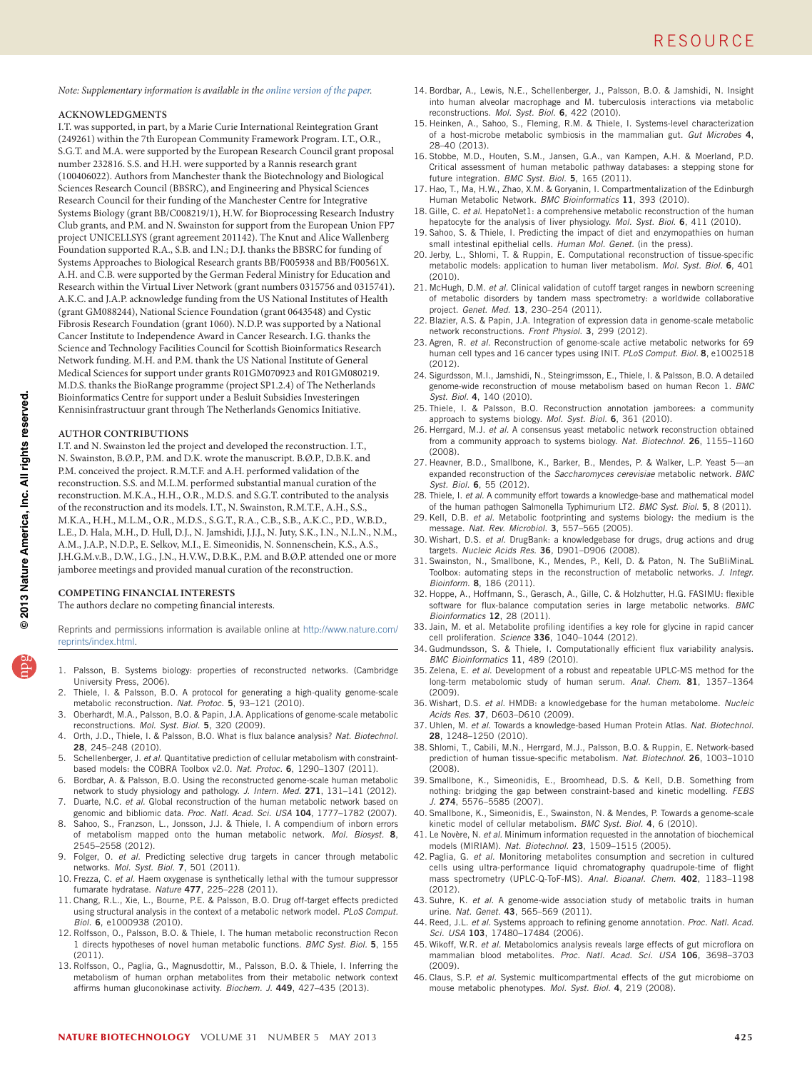Note: Supplementary information is available in the online version of the paper.

## ACKNOWLEDGMENTS

I.T. was supported, in part, by a Marie Curie International Reintegration Grant (249261) within the 7th European Community Framework Program. I.T., O.R., S.G.T. and M.A. were supported by the European Research Council grant proposal number 232816. S.S. and H.H. were supported by a Rannis research grant (100406022). Authors from Manchester thank the Biotechnology and Biological Sciences Research Council (BBSRC), and Engineering and Physical Sciences Research Council for their funding of the Manchester Centre for Integrative Systems Biology (grant BB/C008219/1), H.W. for Bioprocessing Research Industry Club grants, and P.M. and N. Swainston for support from the European Union FP7 project UNICELLSYS (grant agreement 201142). The Knut and Alice Wallenberg Foundation supported R.A., S.B. and I.N.; D.J. thanks the BBSRC for funding of Systems Approaches to Biological Research grants BB/F005938 and BB/F00561X. A.H. and C.B. were supported by the German Federal Ministry for Education and Research within the Virtual Liver Network (grant numbers 0315756 and 0315741). A.K.C. and J.A.P. acknowledge funding from the US National Institutes of Health (grant GM088244), National Science Foundation (grant 0643548) and Cystic Fibrosis Research Foundation (grant 1060). N.D.P. was supported by a National Cancer Institute to Independence Award in Cancer Research. I.G. thanks the Science and Technology Facilities Council for Scottish Bioinformatics Research Network funding. M.H. and P.M. thank the US National Institute of General Medical Sciences for support under grants R01GM070923 and R01GM080219. M.D.S. thanks the BioRange programme (project SP1.2.4) of The Netherlands Bioinformatics Centre for support under a Besluit Subsidies Investeringen Kennisinfrastructuur grant through The Netherlands Genomics Initiative.

## AUTHOR CONTRIBUTIONS

I.T. and N. Swainston led the project and developed the reconstruction. I.T., N. Swainston, B.Ø.P., P.M. and D.K. wrote the manuscript. B.Ø.P., D.B.K. and P.M. conceived the project. R.M.T.F. and A.H. performed validation of the reconstruction. S.S. and M.L.M. performed substantial manual curation of the reconstruction. M.K.A., H.H., O.R., M.D.S. and S.G.T. contributed to the analysis of the reconstruction and its models. I.T., N. Swainston, R.M.T.F., A.H., S.S., M.K.A., H.H., M.L.M., O.R., M.D.S., S.G.T., R.A., C.B., S.B., A.K.C., P.D., W.B.D., L.E., D. Hala, M.H., D. Hull, D.J., N. Jamshidi, J.J.J., N. Juty, S.K., I.N., N.L.N., N.M., A.M., J.A.P., N.D.P., E. Selkov, M.I., E. Simeonidis, N. Sonnenschein, K.S., A.S., J.H.G.M.v.B., D.W., I.G., J.N., H.V.W., D.B.K., P.M. and B.Ø.P. attended one or more jamboree meetings and provided manual curation of the reconstruction.

## COMPETING FINANCIAL INTERESTS

The authors declare no competing financial interests.

Reprints and permissions information is available online at http://www.nature.com/reprints/index.html.

1. Palsson, B. Systems biology: properties of reconstructed networks. (Cambridge University Press, 2006).
2. Thiele, I. & Palsson, B.O. A protocol for generating a high-quality genome-scale metabolic reconstruction. *Nat. Protoc.* **5**, 93–121 (2010).
3. Oberhardt, M.A., Palsson, B.O. & Papin, J.A. Applications of genome-scale metabolic reconstructions. *Mol. Syst. Biol.* **5**, 320 (2009).
4. Orth, J.D., Thiele, I. & Palsson, B.O. What is flux balance analysis? *Nat. Biotechnol.* **28**, 245–248 (2010).
5. Schellenberger, J. *et al.* Quantitative prediction of cellular metabolism with constraint-based models: the COBRA Toolbox v2.0. *Nat. Protoc.* **6**, 1290–1307 (2011).
6. Bordbar, A. & Palsson, B.O. Using the reconstructed genome-scale human metabolic network to study physiology and pathology. *J. Intern. Med.* **271**, 131–141 (2012).
7. Duarte, N.C. *et al.* Global reconstruction of the human metabolic network based on genomic and bibliomic data. *Proc. Natl. Acad. Sci. USA* **104**, 1777–1782 (2007).
8. Sahoo, S., Franzson, L., Jonsson, J.J. & Thiele, I. A compendium of inborn errors of metabolism mapped onto the human metabolic network. *Mol. Biosyst.* **8**, 2545–2558 (2012).
9. Folger, O. *et al.* Predicting selective drug targets in cancer through metabolic networks. *Mol. Syst. Biol.* **7**, 501 (2011).
10. Frezza, C. *et al.* Haem oxygenase is synthetically lethal with the tumour suppressor fumarate hydratase. *Nature* **477**, 225–228 (2011).
11. Chang, R.L., Xie, L., Bourne, P.E. & Palsson, B.O. Drug off-target effects predicted using structural analysis in the context of a metabolic network model. *PLoS Comput. Biol.* **6**, e1000938 (2010).
12. Rolfsson, O., Palsson, B.O. & Thiele, I. The human metabolic reconstruction Recon 1 directs hypotheses of novel human metabolic functions. *BMC Syst. Biol.* **5**, 155 (2011).
13. Rolfsson, O., Paglia, G., Magnusdottir, M., Palsson, B.O. & Thiele, I. Inferring the metabolism of human orphan metabolites from their metabolic network context affirms human gluconokinase activity. *Biochem. J.* **449**, 427–435 (2013).
14. Bordbar, A., Lewis, N.E., Schellenberger, J., Palsson, B.O. & Jamshidi, N. Insight into human alveolar macrophage and M. tuberculosis interactions via metabolic reconstructions. *Mol. Syst. Biol.* **6**, 422 (2010).
15. Heinken, A., Sahoo, S., Fleming, R.M. & Thiele, I. Systems-level characterization of a host-microbe metabolic symbiosis in the mammalian gut. *Gut Microbes* **4**, 28–40 (2013).
16. Stobbe, M.D., Houten, S.M., Jansen, G.A., van Kampen, A.H. & Moerland, P.D. Critical assessment of human metabolic pathway databases: a stepping stone for future integration. *BMC Syst. Biol.* **5**, 165 (2011).
17. Hao, T., Ma, H.W., Zhao, X.M. & Goryanin, I. Compartmentalization of the Edinburgh Human Metabolic Network. *BMC Bioinformatics* **11**, 393 (2010).
18. Gille, C. *et al.* HepatoNet1: a comprehensive metabolic reconstruction of the human hepatocyte for the analysis of liver physiology. *Mol. Syst. Biol.* **6**, 411 (2010).
19. Sahoo, S. & Thiele, I. Predicting the impact of diet and enzymopathies on human small intestinal epithelial cells. *Human Mol. Genet.* (in the press).
20. Jerby, L., Shlomi, T. & Ruppin, E. Computational reconstruction of tissue-specific metabolic models: application to human liver metabolism. *Mol. Syst. Biol.* **6**, 401 (2010).
21. McHugh, D.M. *et al.* Clinical validation of cutoff target ranges in newborn screening of metabolic disorders by tandem mass spectrometry: a worldwide collaborative project. *Genet. Med.* **13**, 230–254 (2011).
22. Blazier, A.S. & Papin, J.A. Integration of expression data in genome-scale metabolic network reconstructions. *Front Physiol.* **3**, 299 (2012).
23. Agren, R. *et al.* Reconstruction of genome-scale active metabolic networks for 69 human cell types and 16 cancer types using INIT. *PLoS Comput. Biol.* **8**, e1002518 (2012).
24. Sigurdsson, M.I., Jamshidi, N., Steingrimsson, E., Thiele, I. & Palsson, B.O. A detailed genome-wide reconstruction of mouse metabolism based on human Recon 1. *BMC Syst. Biol.* **4**, 140 (2010).
25. Thiele, I. & Palsson, B.O. Reconstruction annotation jamborees: a community approach to systems biology. *Mol. Syst. Biol.* **6**, 361 (2010).
26. Herrgard, M.J. *et al.* A consensus yeast metabolic network reconstruction obtained from a community approach to systems biology. *Nat. Biotechnol.* **26**, 1155–1160 (2008).
27. Heavner, B.D., Smallbone, K., Barker, B., Mendes, P. & Walker, L.P. Yeast 5—an expanded reconstruction of the *Saccharomyces cerevisiae* metabolic network. *BMC Syst. Biol.* **6**, 55 (2012).
28. Thiele, I. *et al.* A community effort towards a knowledge-base and mathematical model of the human pathogen Salmonella Typhimurium LT2. *BMC Syst. Biol.* **5**, 8 (2011).
29. Kell, D.B. *et al.* Metabolic footprinting and systems biology: the medium is the message. *Nat. Rev. Microbiol.* **3**, 557–565 (2005).
30. Wishart, D.S. *et al.* DrugBank: a knowledgebase for drugs, drug actions and drug targets. *Nucleic Acids Res.* **36**, D901–D906 (2008).
31. Swainston, N., Smallbone, K., Mendes, P., Kell, D. & Paton, N. The SuBliMinaL Toolbox: automating steps in the reconstruction of metabolic networks. *J. Integr. Bioinform.* **8**, 186 (2011).
32. Hoppe, A., Hoffmann, S., Gerasch, A., Gille, C. & Holzhutter, H.G. FASIMU: flexible software for flux-balance computation series in large metabolic networks. *BMC Bioinformatics* **12**, 28 (2011).
33. Jain, M. et al. Metabolite profiling identifies a key role for glycine in rapid cancer cell proliferation. *Science* **336**, 1040–1044 (2012).
34. Gudmundsson, S. & Thiele, I. Computationally efficient flux variability analysis. *BMC Bioinformatics* **11**, 489 (2010).
35. Zelena, E. *et al.* Development of a robust and repeatable UPLC-MS method for the long-term metabolomic study of human serum. *Anal. Chem.* **81**, 1357–1364 (2009).
36. Wishart, D.S. *et al.* HMDB: a knowledgebase for the human metabolome. *Nucleic Acids Res.* **37**, D603–D610 (2009).
37. Uhlen, M. *et al.* Towards a knowledge-based Human Protein Atlas. *Nat. Biotechnol.* **28**, 1248–1250 (2010).
38. Shlomi, T., Cabili, M.N., Herrgard, M.J., Palsson, B.O. & Ruppin, E. Network-based prediction of human tissue-specific metabolism. *Nat. Biotechnol.* **26**, 1003–1010 (2008).
39. Smallbone, K., Simeonidis, E., Broomhead, D.S. & Kell, D.B. Something from nothing: bridging the gap between constraint-based and kinetic modelling. *FEBS J.* **274**, 5576–5585 (2007).
40. Smallbone, K., Simeonidis, E., Swainston, N. & Mendes, P. Towards a genome-scale kinetic model of cellular metabolism. *BMC Syst. Biol.* **4**, 6 (2010).
41. Le Novère, N. *et al.* Minimum information requested in the annotation of biochemical models (MIRIAM). *Nat. Biotechnol.* **23**, 1509–1515 (2005).
42. Paglia, G. *et al.* Monitoring metabolites consumption and secretion in cultured cells using ultra-performance liquid chromatography quadrupole-time of flight mass spectrometry (UPLC-Q-ToF-MS). *Anal. Bioanal. Chem.* **402**, 1183–1198 (2012).
43. Suhre, K. *et al.* A genome-wide association study of metabolic traits in human urine. *Nat. Genet.* **43**, 565–569 (2011).
44. Reed, J.L. *et al.* Systems approach to refining genome annotation. *Proc. Natl. Acad. Sci. USA* **103**, 17480–17484 (2006).
45. Wikoff, W.R. *et al.* Metabolomics analysis reveals large effects of gut microflora on mammalian blood metabolites. *Proc. Natl. Acad. Sci. USA* **106**, 3698–3703 (2009).
46. Claus, S.P. *et al.* Systemic multicompartmental effects of the gut microbiome on mouse metabolic phenotypes. *Mol. Syst. Biol.* **4**, 219 (2008).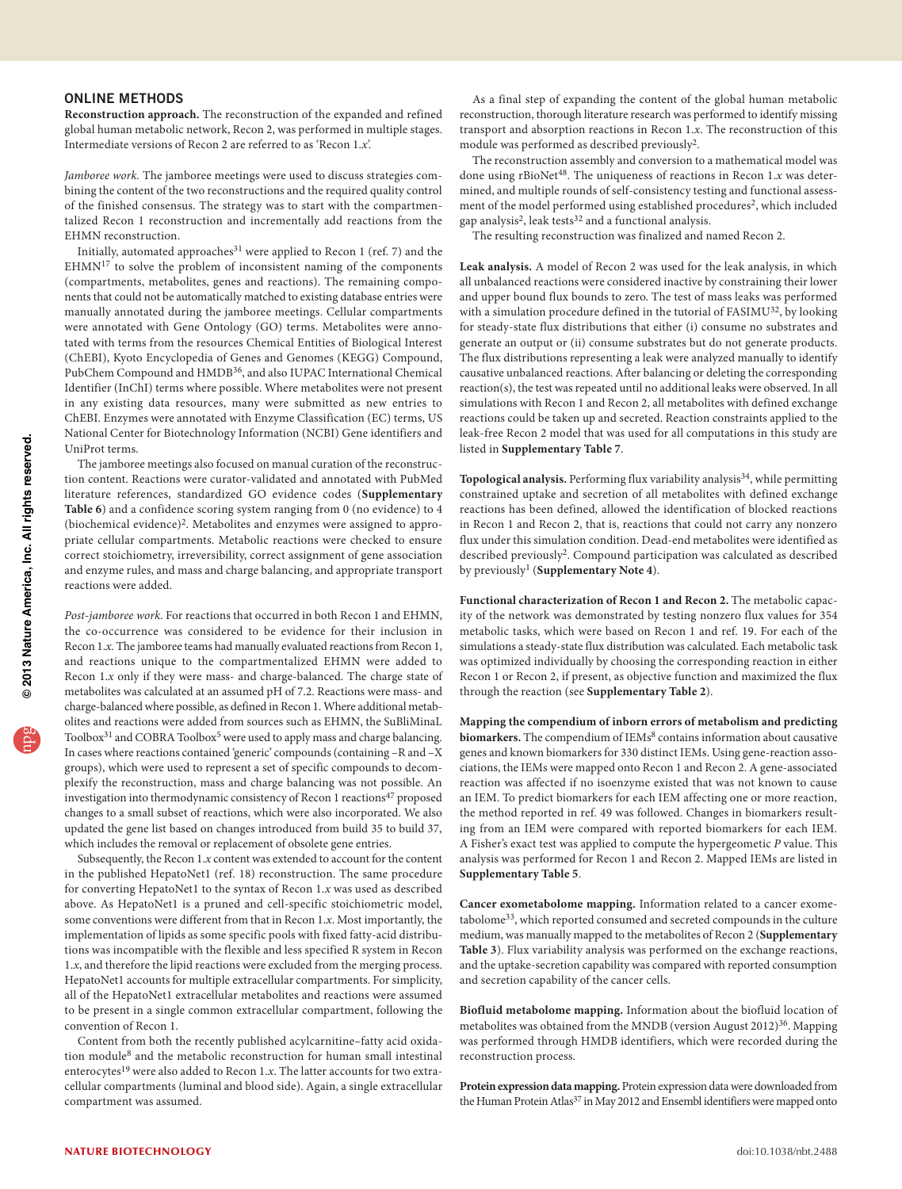## ONLINE METHODS

**Reconstruction approach.** The reconstruction of the expanded and refined global human metabolic network, Recon 2, was performed in multiple stages. Intermediate versions of Recon 2 are referred to as 'Recon 1.*x*'.

*Jamboree work.* The jamboree meetings were used to discuss strategies combining the content of the two reconstructions and the required quality control of the finished consensus. The strategy was to start with the compartmentalized Recon 1 reconstruction and incrementally add reactions from the EHMN reconstruction.

Initially, automated approaches[31] were applied to Recon 1 (ref. 7) and the EHMN[17] to solve the problem of inconsistent naming of the components (compartments, metabolites, genes and reactions). The remaining components that could not be automatically matched to existing database entries were manually annotated during the jamboree meetings. Cellular compartments were annotated with Gene Ontology (GO) terms. Metabolites were annotated with terms from the resources Chemical Entities of Biological Interest (ChEBI), Kyoto Encyclopedia of Genes and Genomes (KEGG) Compound, PubChem Compound and HMDB[36], and also IUPAC International Chemical Identifier (InChI) terms where possible. Where metabolites were not present in any existing data resources, many were submitted as new entries to ChEBI. Enzymes were annotated with Enzyme Classification (EC) terms, US National Center for Biotechnology Information (NCBI) Gene identifiers and UniProt terms.

The jamboree meetings also focused on manual curation of the reconstruction content. Reactions were curator-validated and annotated with PubMed literature references, standardized GO evidence codes (**Supplementary Table 6**) and a confidence scoring system ranging from 0 (no evidence) to 4 (biochemical evidence)[2]. Metabolites and enzymes were assigned to appropriate cellular compartments. Metabolic reactions were checked to ensure correct stoichiometry, irreversibility, correct assignment of gene association and enzyme rules, and mass and charge balancing, and appropriate transport reactions were added.

*Post-jamboree work.* For reactions that occurred in both Recon 1 and EHMN, the co-occurrence was considered to be evidence for their inclusion in Recon 1.*x*. The jamboree teams had manually evaluated reactions from Recon 1, and reactions unique to the compartmentalized EHMN were added to Recon 1.*x* only if they were mass- and charge-balanced. The charge state of metabolites was calculated at an assumed pH of 7.2. Reactions were mass- and charge-balanced where possible, as defined in Recon 1. Where additional metabolites and reactions were added from sources such as EHMN, the SuBliMinaL Toolbox[31] and COBRA Toolbox[5] were used to apply mass and charge balancing. In cases where reactions contained 'generic' compounds (containing –R and –X groups), which were used to represent a set of specific compounds to decomplexify the reconstruction, mass and charge balancing was not possible. An investigation into thermodynamic consistency of Recon 1 reactions[47] proposed changes to a small subset of reactions, which were also incorporated. We also updated the gene list based on changes introduced from build 35 to build 37, which includes the removal or replacement of obsolete gene entries.

Subsequently, the Recon 1.*x* content was extended to account for the content in the published HepatoNet1 (ref. 18) reconstruction. The same procedure for converting HepatoNet1 to the syntax of Recon 1.*x* was used as described above. As HepatoNet1 is a pruned and cell-specific stoichiometric model, some conventions were different from that in Recon 1.*x*. Most importantly, the implementation of lipids as some specific pools with fixed fatty-acid distributions was incompatible with the flexible and less specified R system in Recon 1.*x*, and therefore the lipid reactions were excluded from the merging process. HepatoNet1 accounts for multiple extracellular compartments. For simplicity, all of the HepatoNet1 extracellular metabolites and reactions were assumed to be present in a single common extracellular compartment, following the convention of Recon 1.

Content from both the recently published acylcarnitine–fatty acid oxidation module[8] and the metabolic reconstruction for human small intestinal enterocytes[19] were also added to Recon 1.*x*. The latter accounts for two extracellular compartments (luminal and blood side). Again, a single extracellular compartment was assumed.

As a final step of expanding the content of the global human metabolic reconstruction, thorough literature research was performed to identify missing transport and absorption reactions in Recon 1.*x*. The reconstruction of this module was performed as described previously[2].

The reconstruction assembly and conversion to a mathematical model was done using rBioNet[48]. The uniqueness of reactions in Recon 1.*x* was determined, and multiple rounds of self-consistency testing and functional assessment of the model performed using established procedures[2], which included gap analysis[2], leak tests[32] and a functional analysis.

The resulting reconstruction was finalized and named Recon 2.

**Leak analysis.** A model of Recon 2 was used for the leak analysis, in which all unbalanced reactions were considered inactive by constraining their lower and upper bound flux bounds to zero. The test of mass leaks was performed with a simulation procedure defined in the tutorial of FASIMU[32], by looking for steady-state flux distributions that either (i) consume no substrates and generate an output or (ii) consume substrates but do not generate products. The flux distributions representing a leak were analyzed manually to identify causative unbalanced reactions. After balancing or deleting the corresponding reaction(s), the test was repeated until no additional leaks were observed. In all simulations with Recon 1 and Recon 2, all metabolites with defined exchange reactions could be taken up and secreted. Reaction constraints applied to the leak-free Recon 2 model that was used for all computations in this study are listed in **Supplementary Table 7**.

**Topological analysis.** Performing flux variability analysis[34], while permitting constrained uptake and secretion of all metabolites with defined exchange reactions has been defined, allowed the identification of blocked reactions in Recon 1 and Recon 2, that is, reactions that could not carry any nonzero flux under this simulation condition. Dead-end metabolites were identified as described previously[2]. Compound participation was calculated as described by previously[1] (**Supplementary Note 4**).

**Functional characterization of Recon 1 and Recon 2.** The metabolic capacity of the network was demonstrated by testing nonzero flux values for 354 metabolic tasks, which were based on Recon 1 and ref. 19. For each of the simulations a steady-state flux distribution was calculated. Each metabolic task was optimized individually by choosing the corresponding reaction in either Recon 1 or Recon 2, if present, as objective function and maximized the flux through the reaction (see **Supplementary Table 2**).

**Mapping the compendium of inborn errors of metabolism and predicting biomarkers.** The compendium of IEMs[8] contains information about causative genes and known biomarkers for 330 distinct IEMs. Using gene-reaction associations, the IEMs were mapped onto Recon 1 and Recon 2. A gene-associated reaction was affected if no isoenzyme existed that was not known to cause an IEM. To predict biomarkers for each IEM affecting one or more reaction, the method reported in ref. 49 was followed. Changes in biomarkers resulting from an IEM were compared with reported biomarkers for each IEM. A Fisher's exact test was applied to compute the hypergeometric *P* value. This analysis was performed for Recon 1 and Recon 2. Mapped IEMs are listed in **Supplementary Table 5**.

**Cancer exometabolome mapping.** Information related to a cancer exometabolome[33], which reported consumed and secreted compounds in the culture medium, was manually mapped to the metabolites of Recon 2 (**Supplementary Table 3**). Flux variability analysis was performed on the exchange reactions, and the uptake-secretion capability was compared with reported consumption and secretion capability of the cancer cells.

**Biofluid metabolome mapping.** Information about the biofluid location of metabolites was obtained from the MNDB (version August 2012)[36]. Mapping was performed through HMDB identifiers, which were recorded during the reconstruction process.

**Protein expression data mapping.** Protein expression data were downloaded from the Human Protein Atlas[37] in May 2012 and Ensembl identifiers were mapped onto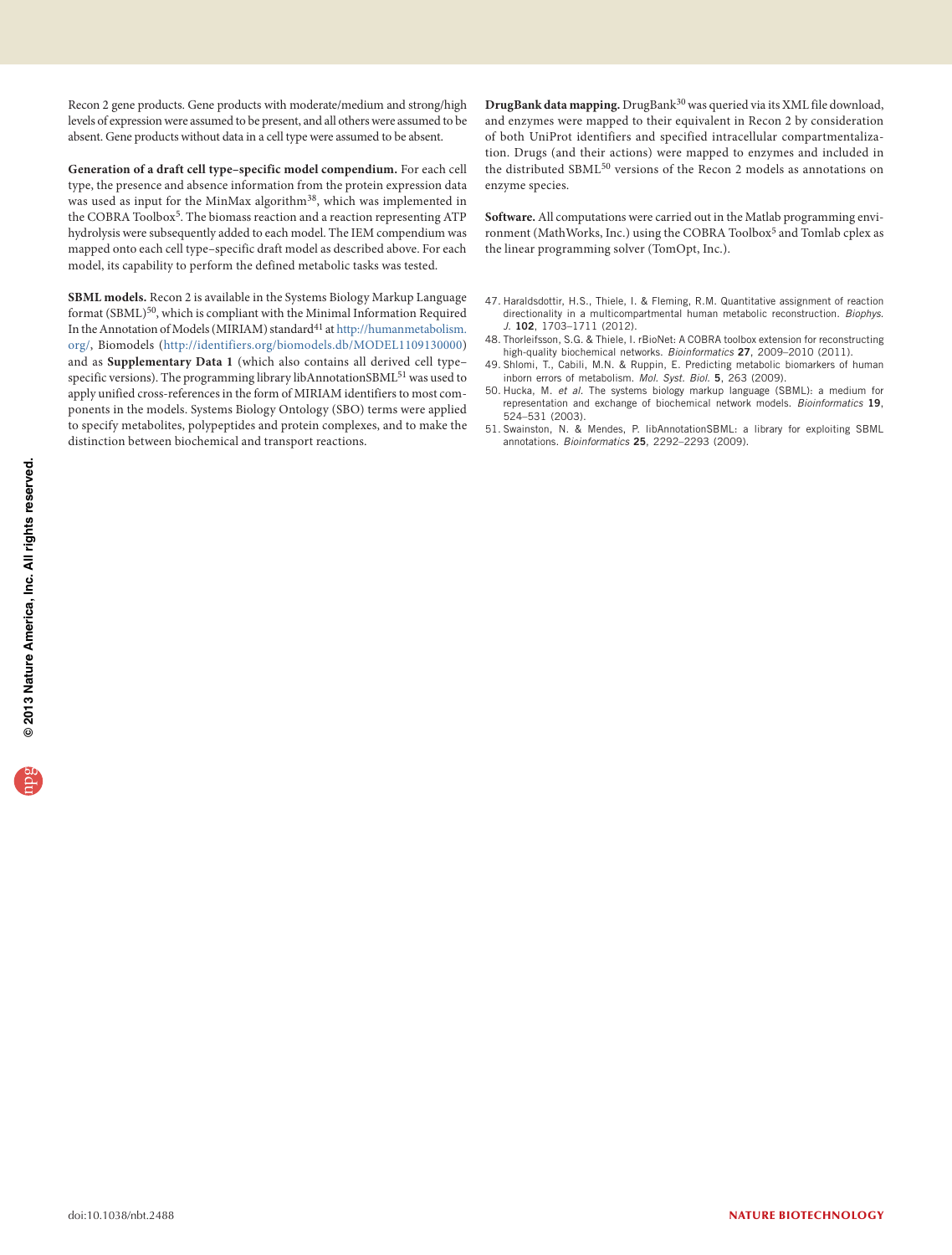Recon 2 gene products. Gene products with moderate/medium and strong/high levels of expression were assumed to be present, and all others were assumed to be absent. Gene products without data in a cell type were assumed to be absent.

**Generation of a draft cell type–specific model compendium.** For each cell type, the presence and absence information from the protein expression data was used as input for the MinMax algorithm[38], which was implemented in the COBRA Toolbox[5]. The biomass reaction and a reaction representing ATP hydrolysis were subsequently added to each model. The IEM compendium was mapped onto each cell type–specific draft model as described above. For each model, its capability to perform the defined metabolic tasks was tested.

**SBML models.** Recon 2 is available in the Systems Biology Markup Language format (SBML)[50], which is compliant with the Minimal Information Required In the Annotation of Models (MIRIAM) standard[41] at http://humanmetabolism.org/, Biomodels (http://identifiers.org/biomodels.db/MODEL1109130000) and as **Supplementary Data 1** (which also contains all derived cell type–specific versions). The programming library libAnnotationSBML[51] was used to apply unified cross-references in the form of MIRIAM identifiers to most components in the models. Systems Biology Ontology (SBO) terms were applied to specify metabolites, polypeptides and protein complexes, and to make the distinction between biochemical and transport reactions.

**DrugBank data mapping.** DrugBank[30] was queried via its XML file download, and enzymes were mapped to their equivalent in Recon 2 by consideration of both UniProt identifiers and specified intracellular compartmentalization. Drugs (and their actions) were mapped to enzymes and included in the distributed SBML[50] versions of the Recon 2 models as annotations on enzyme species.

**Software.** All computations were carried out in the Matlab programming environment (MathWorks, Inc.) using the COBRA Toolbox[5] and Tomlab cplex as the linear programming solver (TomOpt, Inc.).

47. Haraldsdottir, H.S., Thiele, I. & Fleming, R.M. Quantitative assignment of reaction directionality in a multicompartmental human metabolic reconstruction. *Biophys. J.* **102**, 1703–1711 (2012).
48. Thorleifsson, S.G. & Thiele, I. rBioNet: A COBRA toolbox extension for reconstructing high-quality biochemical networks. *Bioinformatics* **27**, 2009–2010 (2011).
49. Shlomi, T., Cabili, M.N. & Ruppin, E. Predicting metabolic biomarkers of human inborn errors of metabolism. *Mol. Syst. Biol.* **5**, 263 (2009).
50. Hucka, M. *et al.* The systems biology markup language (SBML): a medium for representation and exchange of biochemical network models. *Bioinformatics* **19**, 524–531 (2003).
51. Swainston, N. & Mendes, P. libAnnotationSBML: a library for exploiting SBML annotations. *Bioinformatics* **25**, 2292–2293 (2009).